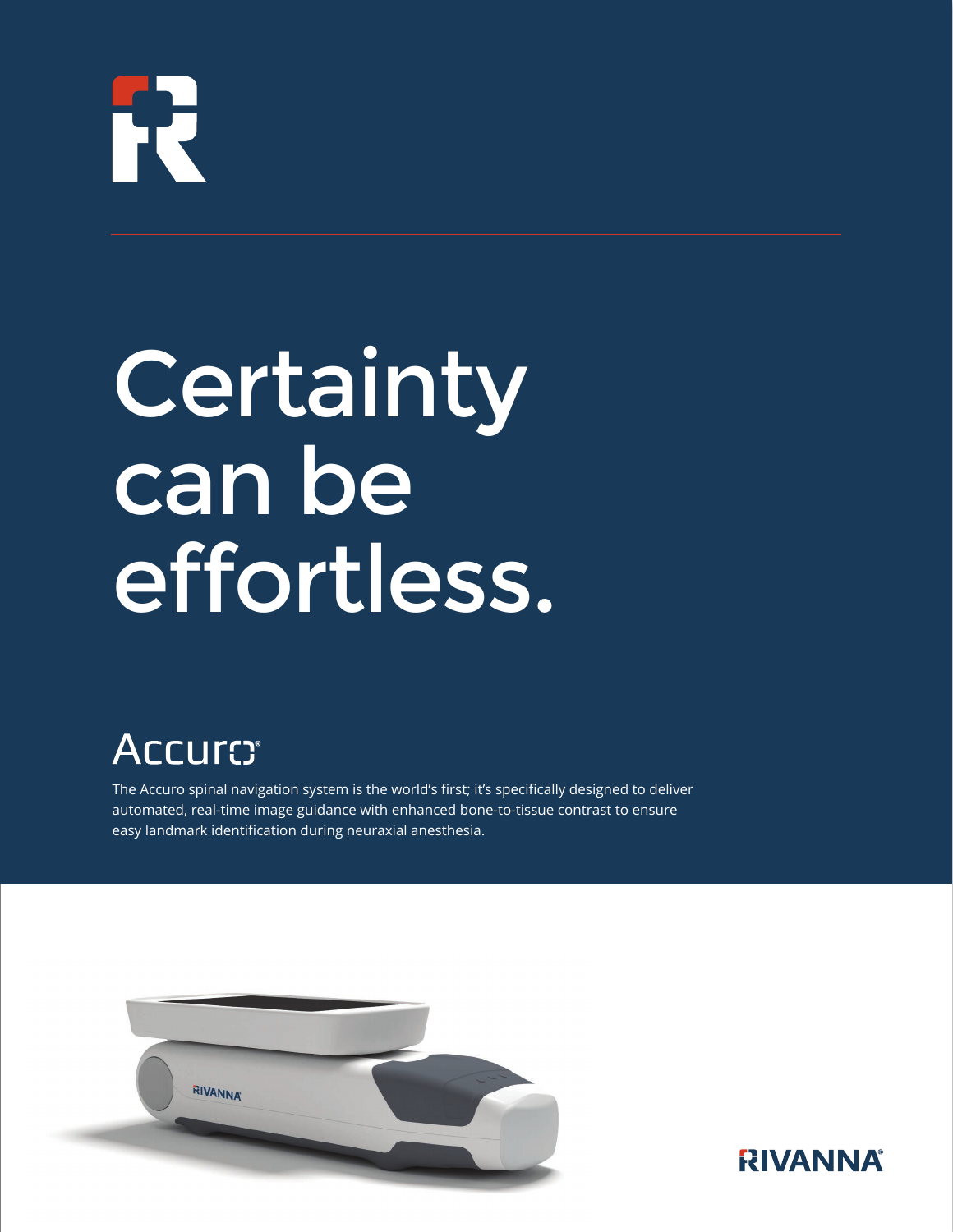# Certainty can be effortless.

## Accuro®

The Accuro spinal navigation system is the world's first; it's specifically designed to deliver automated, real-time image guidance with enhanced bone-to-tissue contrast to ensure easy landmark identification during neuraxial anesthesia.

RIVANNA®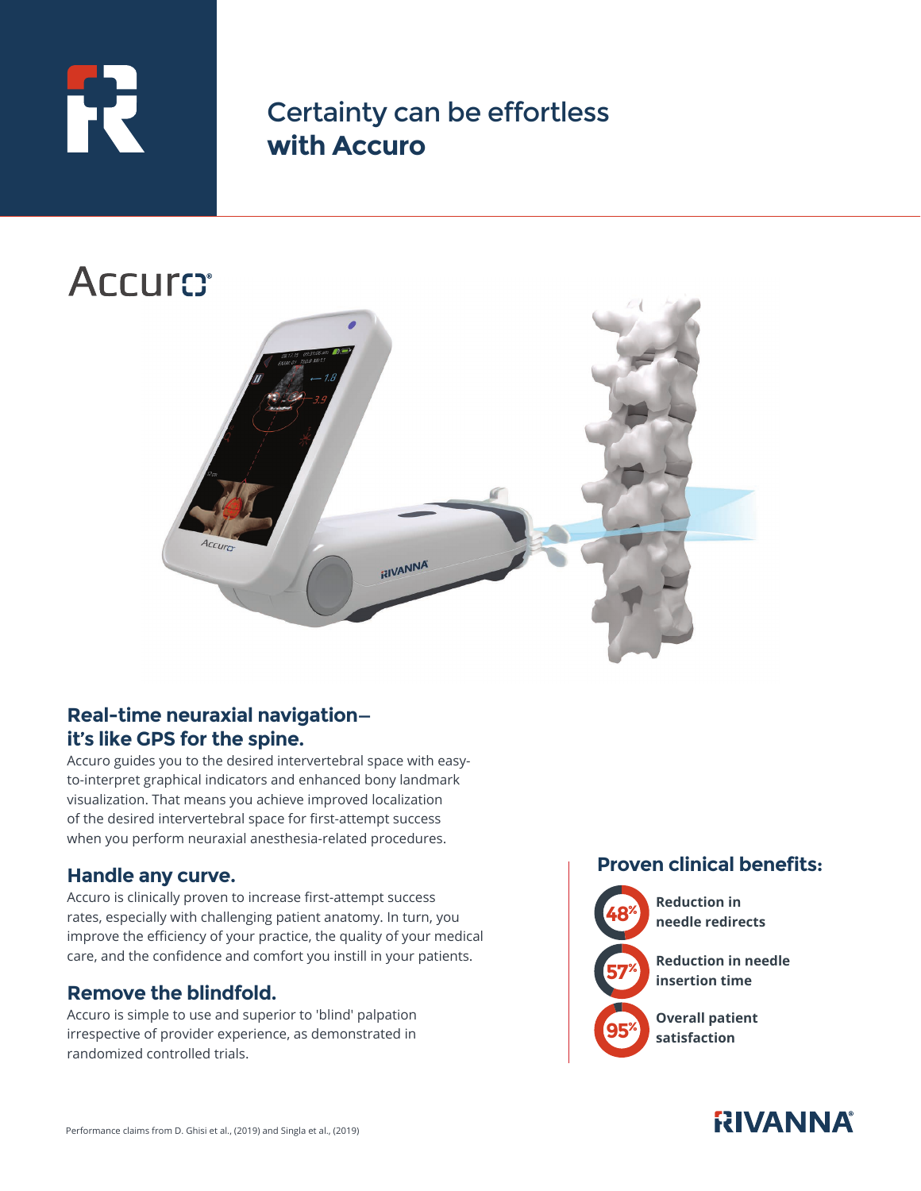# Certainty can be effortless **with Accuro**

## Accuro®

### Real-time neuraxial navigation– it's like GPS for the spine.

Accuro guides you to the desired intervertebral space with easy-to-interpret graphical indicators and enhanced bony landmark visualization. That means you achieve improved localization of the desired intervertebral space for first-attempt success when you perform neuraxial anesthesia-related procedures.

### Handle any curve.

Accuro is clinically proven to increase first-attempt success rates, especially with challenging patient anatomy. In turn, you improve the efficiency of your practice, the quality of your medical care, and the confidence and comfort you instill in your patients.

### Remove the blindfold.

Accuro is simple to use and superior to 'blind' palpation irrespective of provider experience, as demonstrated in randomized controlled trials.

### Proven clinical benefits:

- **48%** — **Reduction in needle redirects**
- **57%** — **Reduction in needle insertion time**
- **95%** — **Overall patient satisfaction**

Performance claims from D. Ghisi et al., (2019) and Singla et al., (2019)

RIVANNA®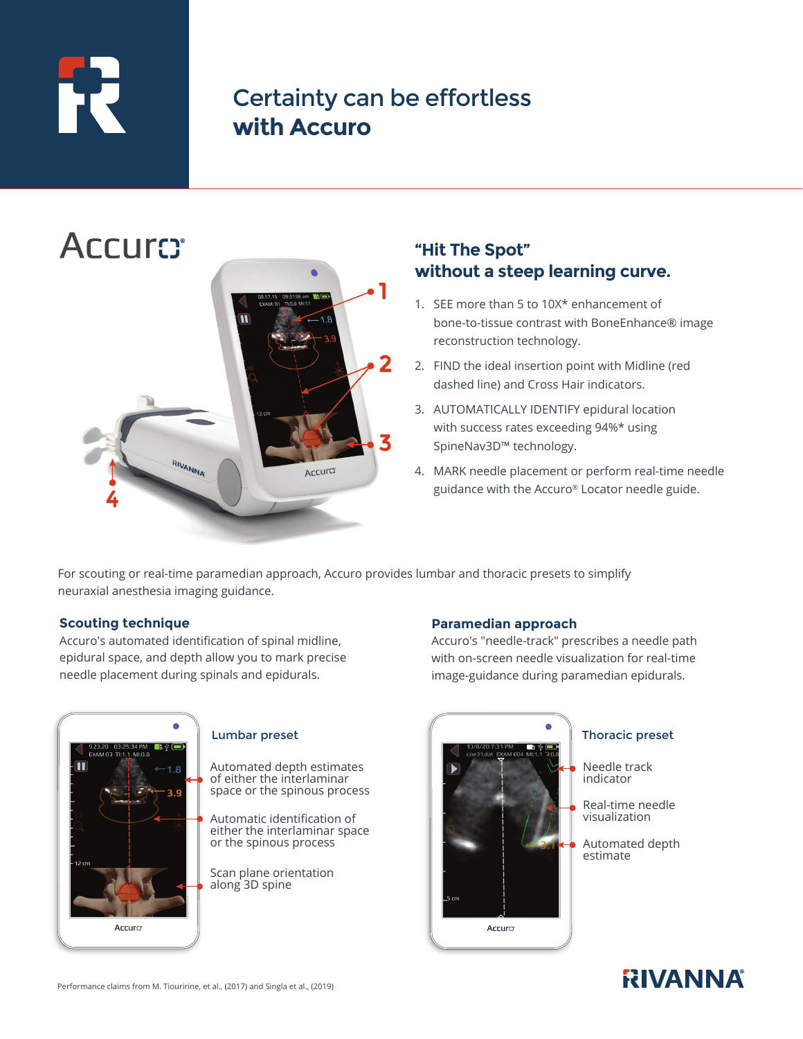# Certainty can be effortless **with Accuro**

## Accuro

### "Hit The Spot" without a steep learning curve.

1. SEE more than 5 to 10X* enhancement of bone-to-tissue contrast with BoneEnhance® image reconstruction technology.
2. FIND the ideal insertion point with Midline (red dashed line) and Cross Hair indicators.
3. AUTOMATICALLY IDENTIFY epidural location with success rates exceeding 94%* using SpineNav3D™ technology.
4. MARK needle placement or perform real-time needle guidance with the Accuro® Locator needle guide.

For scouting or real-time paramedian approach, Accuro provides lumbar and thoracic presets to simplify neuraxial anesthesia imaging guidance.

### Scouting technique

Accuro's automated identification of spinal midline, epidural space, and depth allow you to mark precise needle placement during spinals and epidurals.

**Lumbar preset**

- Automated depth estimates of either the interlaminar space or the spinous process
- Automatic identification of either the interlaminar space or the spinous process
- Scan plane orientation along 3D spine

### Paramedian approach

Accuro's "needle-track" prescribes a needle path with on-screen needle visualization for real-time image-guidance during paramedian epidurals.

**Thoracic preset**

- Needle track indicator
- Real-time needle visualization
- Automated depth estimate

Performance claims from M. Tiouririne, et al., (2017) and Singla et al., (2019)

RIVANNA®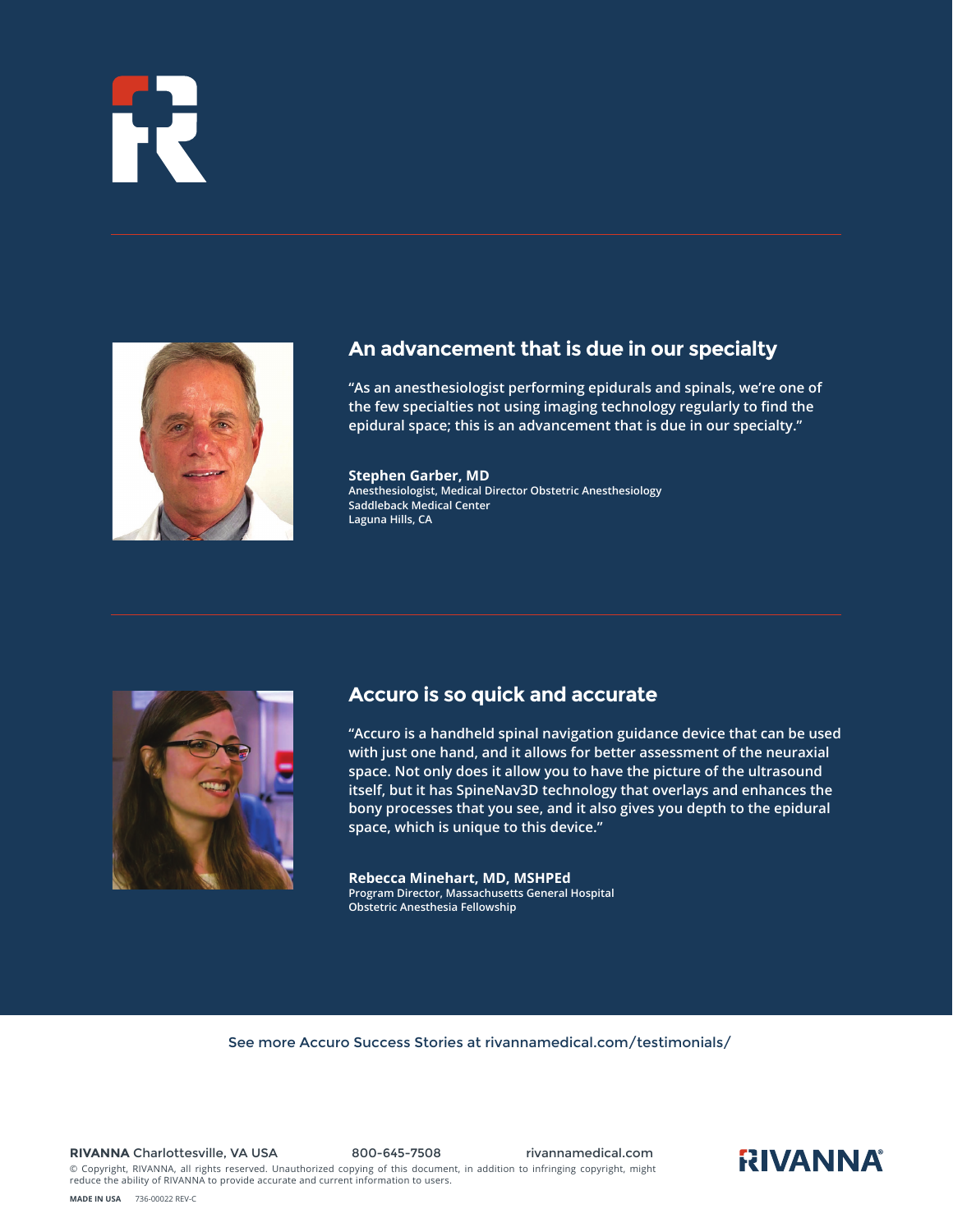## An advancement that is due in our specialty

"As an anesthesiologist performing epidurals and spinals, we're one of the few specialties not using imaging technology regularly to find the epidural space; this is an advancement that is due in our specialty."

**Stephen Garber, MD**
Anesthesiologist, Medical Director Obstetric Anesthesiology
Saddleback Medical Center
Laguna Hills, CA

## Accuro is so quick and accurate

"Accuro is a handheld spinal navigation guidance device that can be used with just one hand, and it allows for better assessment of the neuraxial space. Not only does it allow you to have the picture of the ultrasound itself, but it has SpineNav3D technology that overlays and enhances the bony processes that you see, and it also gives you depth to the epidural space, which is unique to this device."

**Rebecca Minehart, MD, MSHPEd**
Program Director, Massachusetts General Hospital
Obstetric Anesthesia Fellowship

See more Accuro Success Stories at rivannamedical.com/testimonials/

**RIVANNA** Charlottesville, VA USA 800-645-7508 rivannamedical.com

© Copyright, RIVANNA, all rights reserved. Unauthorized copying of this document, in addition to infringing copyright, might reduce the ability of RIVANNA to provide accurate and current information to users.

**MADE IN USA** 736-00022 REV-C

RIVANNA®